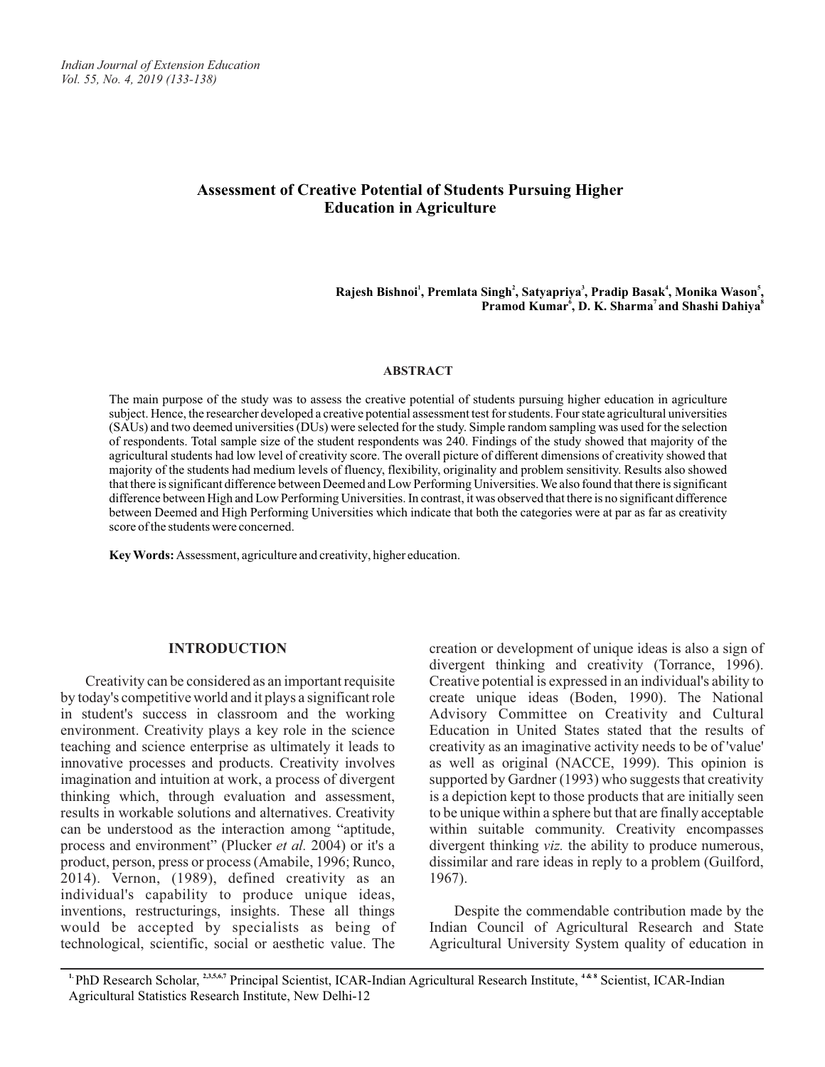# Assessment of Creative Potential of Students Pursuing Higher Education in Agriculture

**Rajesh Bishnoi[1], Premlata Singh[2], Satyapriya[3], Pradip Basak[4], Monika Wason[5], Pramod Kumar[6], D. K. Sharma[7] and Shashi Dahiya[8]**

## ABSTRACT

The main purpose of the study was to assess the creative potential of students pursuing higher education in agriculture subject. Hence, the researcher developed a creative potential assessment test for students. Four state agricultural universities (SAUs) and two deemed universities (DUs) were selected for the study. Simple random sampling was used for the selection of respondents. Total sample size of the student respondents was 240. Findings of the study showed that majority of the agricultural students had low level of creativity score. The overall picture of different dimensions of creativity showed that majority of the students had medium levels of fluency, flexibility, originality and problem sensitivity. Results also showed that there is significant difference between Deemed and Low Performing Universities. We also found that there is significant difference between High and Low Performing Universities. In contrast, it was observed that there is no significant difference between Deemed and High Performing Universities which indicate that both the categories were at par as far as creativity score of the students were concerned.

**Key Words:** Assessment, agriculture and creativity, higher education.

## INTRODUCTION

Creativity can be considered as an important requisite by today's competitive world and it plays a significant role in student's success in classroom and the working environment. Creativity plays a key role in the science teaching and science enterprise as ultimately it leads to innovative processes and products. Creativity involves imagination and intuition at work, a process of divergent thinking which, through evaluation and assessment, results in workable solutions and alternatives. Creativity can be understood as the interaction among "aptitude, process and environment" (Plucker *et al.* 2004) or it's a product, person, press or process (Amabile, 1996; Runco, 2014). Vernon, (1989), defined creativity as an individual's capability to produce unique ideas, inventions, restructurings, insights. These all things would be accepted by specialists as being of technological, scientific, social or aesthetic value. The creation or development of unique ideas is also a sign of divergent thinking and creativity (Torrance, 1996). Creative potential is expressed in an individual's ability to create unique ideas (Boden, 1990). The National Advisory Committee on Creativity and Cultural Education in United States stated that the results of creativity as an imaginative activity needs to be of 'value' as well as original (NACCE, 1999). This opinion is supported by Gardner (1993) who suggests that creativity is a depiction kept to those products that are initially seen to be unique within a sphere but that are finally acceptable within suitable community. Creativity encompasses divergent thinking *viz.* the ability to produce numerous, dissimilar and rare ideas in reply to a problem (Guilford, 1967).

Despite the commendable contribution made by the Indian Council of Agricultural Research and State Agricultural University System quality of education in

---

[1] PhD Research Scholar, [2,3,5,6,7] Principal Scientist, ICAR-Indian Agricultural Research Institute, [4 & 8] Scientist, ICAR-Indian Agricultural Statistics Research Institute, New Delhi-12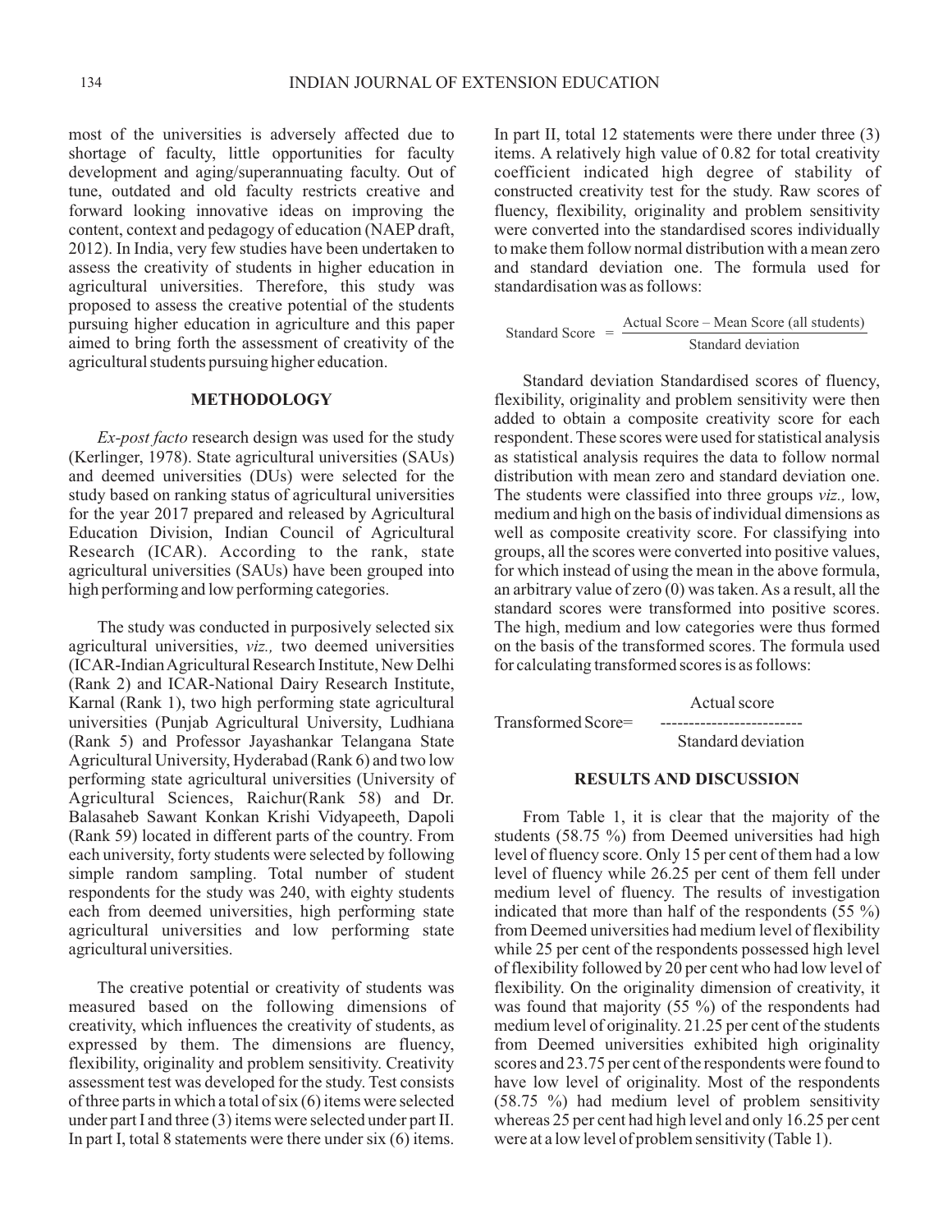most of the universities is adversely affected due to shortage of faculty, little opportunities for faculty development and aging/superannuating faculty. Out of tune, outdated and old faculty restricts creative and forward looking innovative ideas on improving the content, context and pedagogy of education (NAEP draft, 2012). In India, very few studies have been undertaken to assess the creativity of students in higher education in agricultural universities. Therefore, this study was proposed to assess the creative potential of the students pursuing higher education in agriculture and this paper aimed to bring forth the assessment of creativity of the agricultural students pursuing higher education.

## METHODOLOGY

*Ex-post facto* research design was used for the study (Kerlinger, 1978). State agricultural universities (SAUs) and deemed universities (DUs) were selected for the study based on ranking status of agricultural universities for the year 2017 prepared and released by Agricultural Education Division, Indian Council of Agricultural Research (ICAR). According to the rank, state agricultural universities (SAUs) have been grouped into high performing and low performing categories.

The study was conducted in purposively selected six agricultural universities, *viz.,* two deemed universities (ICAR-Indian Agricultural Research Institute, New Delhi (Rank 2) and ICAR-National Dairy Research Institute, Karnal (Rank 1), two high performing state agricultural universities (Punjab Agricultural University, Ludhiana (Rank 5) and Professor Jayashankar Telangana State Agricultural University, Hyderabad (Rank 6) and two low performing state agricultural universities (University of Agricultural Sciences, Raichur(Rank 58) and Dr. Balasaheb Sawant Konkan Krishi Vidyapeeth, Dapoli (Rank 59) located in different parts of the country. From each university, forty students were selected by following simple random sampling. Total number of student respondents for the study was 240, with eighty students each from deemed universities, high performing state agricultural universities and low performing state agricultural universities.

The creative potential or creativity of students was measured based on the following dimensions of creativity, which influences the creativity of students, as expressed by them. The dimensions are fluency, flexibility, originality and problem sensitivity. Creativity assessment test was developed for the study. Test consists of three parts in which a total of six (6) items were selected under part I and three (3) items were selected under part II. In part I, total 8 statements were there under six (6) items. In part II, total 12 statements were there under three (3) items. A relatively high value of 0.82 for total creativity coefficient indicated high degree of stability of constructed creativity test for the study. Raw scores of fluency, flexibility, originality and problem sensitivity were converted into the standardised scores individually to make them follow normal distribution with a mean zero and standard deviation one. The formula used for standardisation was as follows:

$$\text{Standard Score} = \frac{\text{Actual Score} - \text{Mean Score (all students)}}{\text{Standard deviation}}$$

Standard deviation Standardised scores of fluency, flexibility, originality and problem sensitivity were then added to obtain a composite creativity score for each respondent. These scores were used for statistical analysis as statistical analysis requires the data to follow normal distribution with mean zero and standard deviation one. The students were classified into three groups *viz.,* low, medium and high on the basis of individual dimensions as well as composite creativity score. For classifying into groups, all the scores were converted into positive values, for which instead of using the mean in the above formula, an arbitrary value of zero (0) was taken. As a result, all the standard scores were transformed into positive scores. The high, medium and low categories were thus formed on the basis of the transformed scores. The formula used for calculating transformed scores is as follows:

$$\text{Transformed Score} = \frac{\text{Actual score}}{\text{Standard deviation}}$$

## RESULTS AND DISCUSSION

From Table 1, it is clear that the majority of the students (58.75 %) from Deemed universities had high level of fluency score. Only 15 per cent of them had a low level of fluency while 26.25 per cent of them fell under medium level of fluency. The results of investigation indicated that more than half of the respondents (55 %) from Deemed universities had medium level of flexibility while 25 per cent of the respondents possessed high level of flexibility followed by 20 per cent who had low level of flexibility. On the originality dimension of creativity, it was found that majority (55 %) of the respondents had medium level of originality. 21.25 per cent of the students from Deemed universities exhibited high originality scores and 23.75 per cent of the respondents were found to have low level of originality. Most of the respondents (58.75 %) had medium level of problem sensitivity whereas 25 per cent had high level and only 16.25 per cent were at a low level of problem sensitivity (Table 1).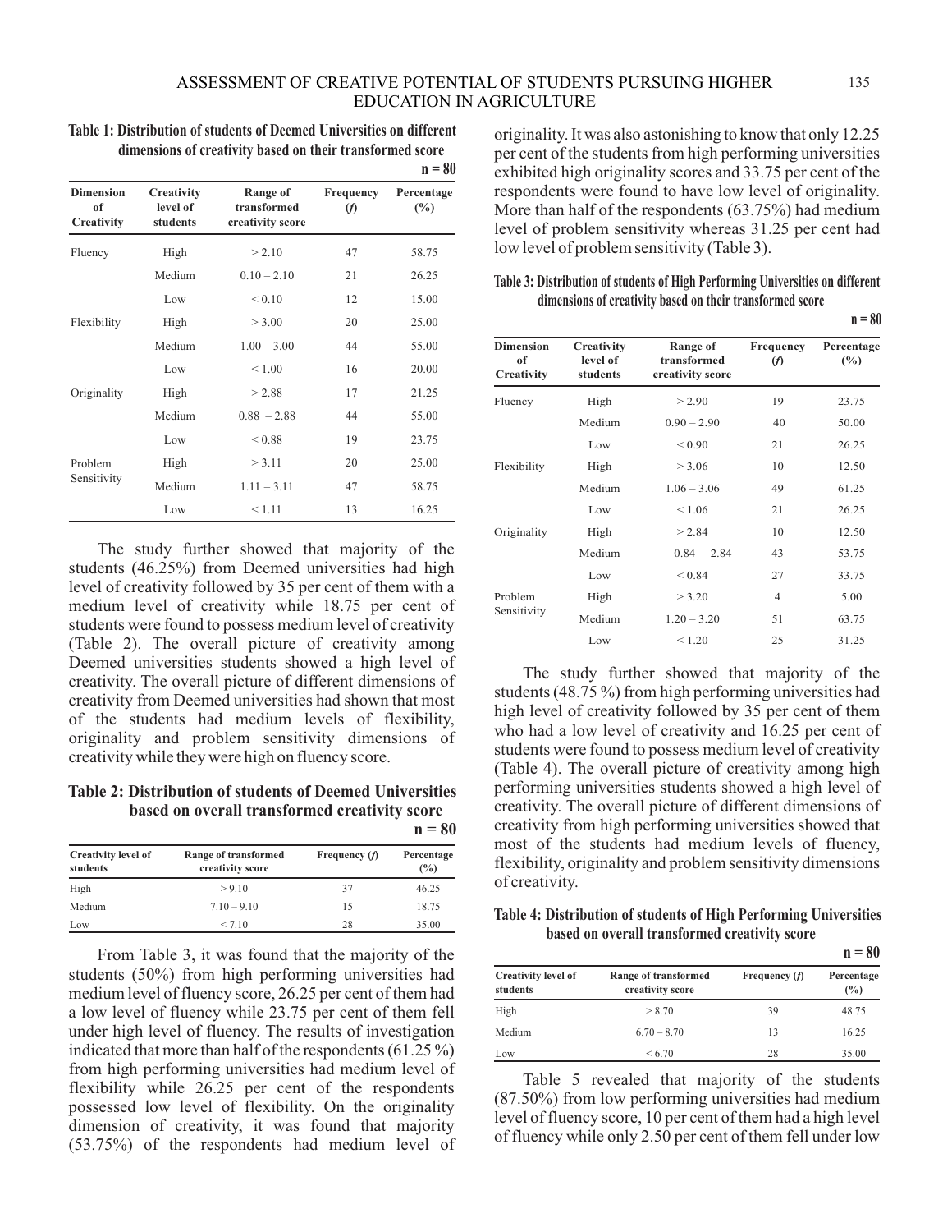**Table 1: Distribution of students of Deemed Universities on different dimensions of creativity based on their transformed score**

n = 80

| Dimension of Creativity | Creativity level of students | Range of transformed creativity score | Frequency (*f*) | Percentage (%) |
|---|---|---|---|---|
| Fluency | High | > 2.10 | 47 | 58.75 |
| | Medium | 0.10 – 2.10 | 21 | 26.25 |
| | Low | < 0.10 | 12 | 15.00 |
| Flexibility | High | > 3.00 | 20 | 25.00 |
| | Medium | 1.00 – 3.00 | 44 | 55.00 |
| | Low | < 1.00 | 16 | 20.00 |
| Originality | High | > 2.88 | 17 | 21.25 |
| | Medium | 0.88 – 2.88 | 44 | 55.00 |
| | Low | < 0.88 | 19 | 23.75 |
| Problem Sensitivity | High | > 3.11 | 20 | 25.00 |
| | Medium | 1.11 – 3.11 | 47 | 58.75 |
| | Low | < 1.11 | 13 | 16.25 |

The study further showed that majority of the students (46.25%) from Deemed universities had high level of creativity followed by 35 per cent of them with a medium level of creativity while 18.75 per cent of students were found to possess medium level of creativity (Table 2). The overall picture of creativity among Deemed universities students showed a high level of creativity. The overall picture of different dimensions of creativity from Deemed universities had shown that most of the students had medium levels of flexibility, originality and problem sensitivity dimensions of creativity while they were high on fluency score.

**Table 2: Distribution of students of Deemed Universities based on overall transformed creativity score**

n = 80

| Creativity level of students | Range of transformed creativity score | Frequency (*f*) | Percentage (%) |
|---|---|---|---|
| High | > 9.10 | 37 | 46.25 |
| Medium | 7.10 – 9.10 | 15 | 18.75 |
| Low | < 7.10 | 28 | 35.00 |

From Table 3, it was found that the majority of the students (50%) from high performing universities had medium level of fluency score, 26.25 per cent of them had a low level of fluency while 23.75 per cent of them fell under high level of fluency. The results of investigation indicated that more than half of the respondents (61.25 %) from high performing universities had medium level of flexibility while 26.25 per cent of the respondents possessed low level of flexibility. On the originality dimension of creativity, it was found that majority (53.75%) of the respondents had medium level of originality. It was also astonishing to know that only 12.25 per cent of the students from high performing universities exhibited high originality scores and 33.75 per cent of the respondents were found to have low level of originality. More than half of the respondents (63.75%) had medium level of problem sensitivity whereas 31.25 per cent had low level of problem sensitivity (Table 3).

**Table 3: Distribution of students of High Performing Universities on different dimensions of creativity based on their transformed score**

n = 80

| Dimension of Creativity | Creativity level of students | Range of transformed creativity score | Frequency (*f*) | Percentage (%) |
|---|---|---|---|---|
| Fluency | High | > 2.90 | 19 | 23.75 |
| | Medium | 0.90 – 2.90 | 40 | 50.00 |
| | Low | < 0.90 | 21 | 26.25 |
| Flexibility | High | > 3.06 | 10 | 12.50 |
| | Medium | 1.06 – 3.06 | 49 | 61.25 |
| | Low | < 1.06 | 21 | 26.25 |
| Originality | High | > 2.84 | 10 | 12.50 |
| | Medium | 0.84 – 2.84 | 43 | 53.75 |
| | Low | < 0.84 | 27 | 33.75 |
| Problem Sensitivity | High | > 3.20 | 4 | 5.00 |
| | Medium | 1.20 – 3.20 | 51 | 63.75 |
| | Low | < 1.20 | 25 | 31.25 |

The study further showed that majority of the students (48.75 %) from high performing universities had high level of creativity followed by 35 per cent of them who had a low level of creativity and 16.25 per cent of students were found to possess medium level of creativity (Table 4). The overall picture of creativity among high performing universities students showed a high level of creativity. The overall picture of different dimensions of creativity from high performing universities showed that most of the students had medium levels of fluency, flexibility, originality and problem sensitivity dimensions of creativity.

**Table 4: Distribution of students of High Performing Universities based on overall transformed creativity score**

n = 80

| Creativity level of students | Range of transformed creativity score | Frequency (*f*) | Percentage (%) |
|---|---|---|---|
| High | > 8.70 | 39 | 48.75 |
| Medium | 6.70 – 8.70 | 13 | 16.25 |
| Low | < 6.70 | 28 | 35.00 |

Table 5 revealed that majority of the students (87.50%) from low performing universities had medium level of fluency score, 10 per cent of them had a high level of fluency while only 2.50 per cent of them fell under low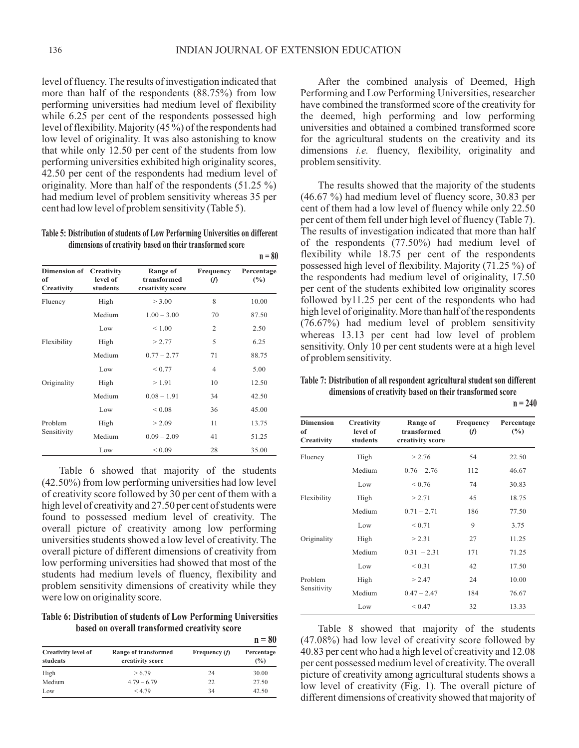level of fluency. The results of investigation indicated that more than half of the respondents (88.75%) from low performing universities had medium level of flexibility while 6.25 per cent of the respondents possessed high level of flexibility. Majority (45 %) of the respondents had low level of originality. It was also astonishing to know that while only 12.50 per cent of the students from low performing universities exhibited high originality scores, 42.50 per cent of the respondents had medium level of originality. More than half of the respondents (51.25 %) had medium level of problem sensitivity whereas 35 per cent had low level of problem sensitivity (Table 5).

**Table 5: Distribution of students of Low Performing Universities on different dimensions of creativity based on their transformed score**

n = 80

| Dimension of Creativity | Creativity level of students | Range of transformed creativity score | Frequency (*f*) | Percentage (%) |
|---|---|---|---|---|
| Fluency | High | > 3.00 | 8 | 10.00 |
| | Medium | 1.00 – 3.00 | 70 | 87.50 |
| | Low | < 1.00 | 2 | 2.50 |
| Flexibility | High | > 2.77 | 5 | 6.25 |
| | Medium | 0.77 – 2.77 | 71 | 88.75 |
| | Low | < 0.77 | 4 | 5.00 |
| Originality | High | > 1.91 | 10 | 12.50 |
| | Medium | 0.08 – 1.91 | 34 | 42.50 |
| | Low | < 0.08 | 36 | 45.00 |
| Problem Sensitivity | High | > 2.09 | 11 | 13.75 |
| | Medium | 0.09 – 2.09 | 41 | 51.25 |
| | Low | < 0.09 | 28 | 35.00 |

Table 6 showed that majority of the students (42.50%) from low performing universities had low level of creativity score followed by 30 per cent of them with a high level of creativity and 27.50 per cent of students were found to possessed medium level of creativity. The overall picture of creativity among low performing universities students showed a low level of creativity. The overall picture of different dimensions of creativity from low performing universities had showed that most of the students had medium levels of fluency, flexibility and problem sensitivity dimensions of creativity while they were low on originality score.

**Table 6: Distribution of students of Low Performing Universities based on overall transformed creativity score**

n = 80

| Creativity level of students | Range of transformed creativity score | Frequency (*f*) | Percentage (%) |
|---|---|---|---|
| High | > 6.79 | 24 | 30.00 |
| Medium | 4.79 – 6.79 | 22 | 27.50 |
| Low | < 4.79 | 34 | 42.50 |

After the combined analysis of Deemed, High Performing and Low Performing Universities, researcher have combined the transformed score of the creativity for the deemed, high performing and low performing universities and obtained a combined transformed score for the agricultural students on the creativity and its dimensions *i.e.* fluency, flexibility, originality and problem sensitivity.

The results showed that the majority of the students (46.67 %) had medium level of fluency score, 30.83 per cent of them had a low level of fluency while only 22.50 per cent of them fell under high level of fluency (Table 7). The results of investigation indicated that more than half of the respondents (77.50%) had medium level of flexibility while 18.75 per cent of the respondents possessed high level of flexibility. Majority (71.25 %) of the respondents had medium level of originality, 17.50 per cent of the students exhibited low originality scores followed by11.25 per cent of the respondents who had high level of originality. More than half of the respondents (76.67%) had medium level of problem sensitivity whereas 13.13 per cent had low level of problem sensitivity. Only 10 per cent students were at a high level of problem sensitivity.

**Table 7: Distribution of all respondent agricultural student son different dimensions of creativity based on their transformed score**

n = 240

| Dimension of Creativity | Creativity level of students | Range of transformed creativity score | Frequency (*f*) | Percentage (%) |
|---|---|---|---|---|
| Fluency | High | > 2.76 | 54 | 22.50 |
| | Medium | 0.76 – 2.76 | 112 | 46.67 |
| | Low | < 0.76 | 74 | 30.83 |
| Flexibility | High | > 2.71 | 45 | 18.75 |
| | Medium | 0.71 – 2.71 | 186 | 77.50 |
| | Low | < 0.71 | 9 | 3.75 |
| Originality | High | > 2.31 | 27 | 11.25 |
| | Medium | 0.31 – 2.31 | 171 | 71.25 |
| | Low | < 0.31 | 42 | 17.50 |
| Problem Sensitivity | High | > 2.47 | 24 | 10.00 |
| | Medium | 0.47 – 2.47 | 184 | 76.67 |
| | Low | < 0.47 | 32 | 13.33 |

Table 8 showed that majority of the students (47.08%) had low level of creativity score followed by 40.83 per cent who had a high level of creativity and 12.08 per cent possessed medium level of creativity. The overall picture of creativity among agricultural students shows a low level of creativity (Fig. 1). The overall picture of different dimensions of creativity showed that majority of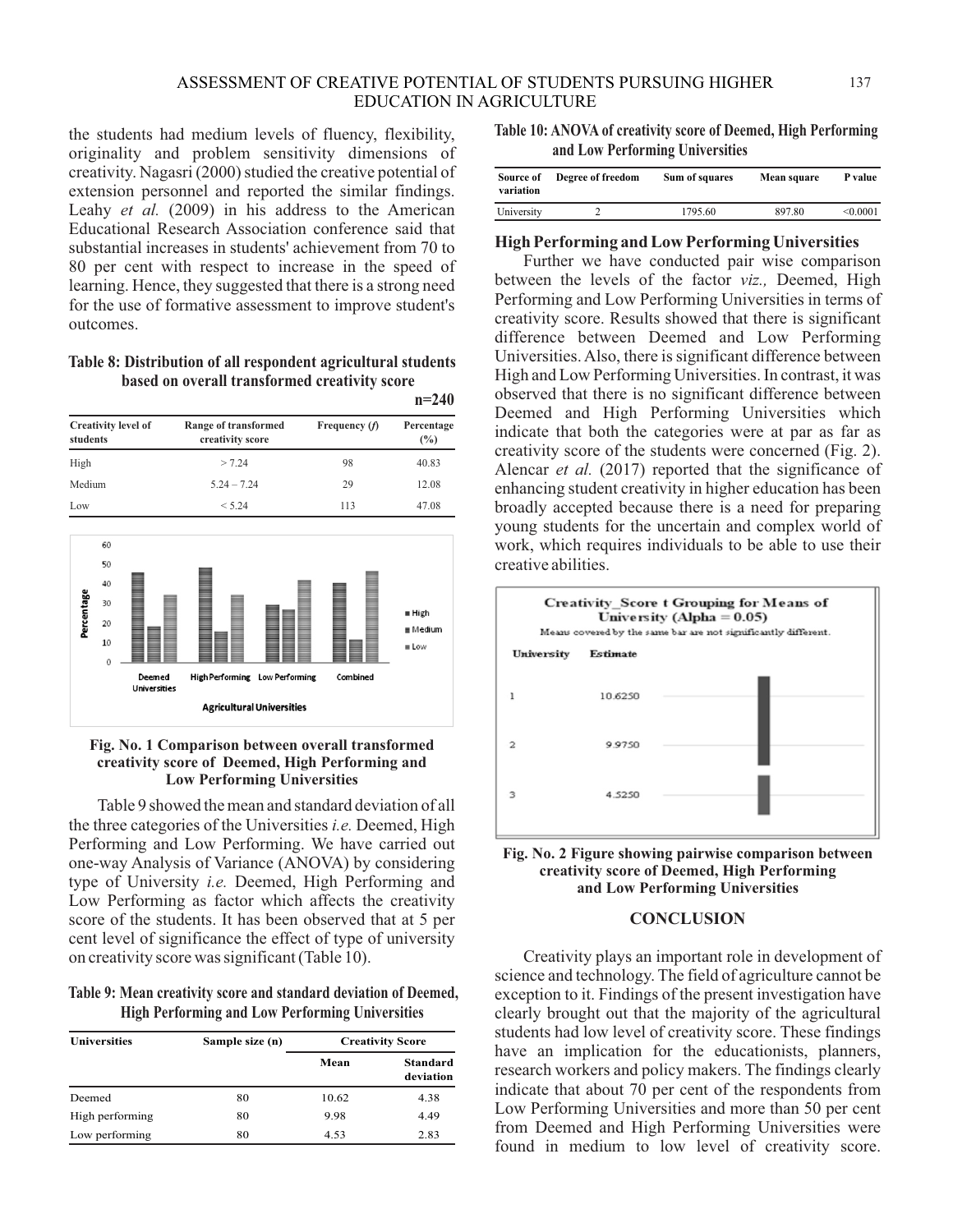the students had medium levels of fluency, flexibility, originality and problem sensitivity dimensions of creativity. Nagasri (2000) studied the creative potential of extension personnel and reported the similar findings. Leahy *et al.* (2009) in his address to the American Educational Research Association conference said that substantial increases in students' achievement from 70 to 80 per cent with respect to increase in the speed of learning. Hence, they suggested that there is a strong need for the use of formative assessment to improve student's outcomes.

**Table 8: Distribution of all respondent agricultural students based on overall transformed creativity score**

n=240

| Creativity level of students | Range of transformed creativity score | Frequency (*f*) | Percentage (%) |
|---|---|---|---|
| High | > 7.24 | 98 | 40.83 |
| Medium | 5.24 – 7.24 | 29 | 12.08 |
| Low | < 5.24 | 113 | 47.08 |

**Fig. No. 1 Comparison between overall transformed creativity score of Deemed, High Performing and Low Performing Universities**

Table 9 showed the mean and standard deviation of all the three categories of the Universities *i.e.* Deemed, High Performing and Low Performing. We have carried out one-way Analysis of Variance (ANOVA) by considering type of University *i.e.* Deemed, High Performing and Low Performing as factor which affects the creativity score of the students. It has been observed that at 5 per cent level of significance the effect of type of university on creativity score was significant (Table 10).

**Table 9: Mean creativity score and standard deviation of Deemed, High Performing and Low Performing Universities**

| Universities | Sample size (n) | Creativity Score | |
|---|---|---|---|
| | | Mean | Standard deviation |
| Deemed | 80 | 10.62 | 4.38 |
| High performing | 80 | 9.98 | 4.49 |
| Low performing | 80 | 4.53 | 2.83 |

**Table 10: ANOVA of creativity score of Deemed, High Performing and Low Performing Universities**

| Source of variation | Degree of freedom | Sum of squares | Mean square | P value |
|---|---|---|---|---|
| University | 2 | 1795.60 | 897.80 | <0.0001 |

### High Performing and Low Performing Universities

Further we have conducted pair wise comparison between the levels of the factor *viz.,* Deemed, High Performing and Low Performing Universities in terms of creativity score. Results showed that there is significant difference between Deemed and Low Performing Universities. Also, there is significant difference between High and Low Performing Universities. In contrast, it was observed that there is no significant difference between Deemed and High Performing Universities which indicate that both the categories were at par as far as creativity score of the students were concerned (Fig. 2). Alencar *et al.* (2017) reported that the significance of enhancing student creativity in higher education has been broadly accepted because there is a need for preparing young students for the uncertain and complex world of work, which requires individuals to be able to use their creative abilities.

**Fig. No. 2 Figure showing pairwise comparison between creativity score of Deemed, High Performing and Low Performing Universities**

## CONCLUSION

Creativity plays an important role in development of science and technology. The field of agriculture cannot be exception to it. Findings of the present investigation have clearly brought out that the majority of the agricultural students had low level of creativity score. These findings have an implication for the educationists, planners, research workers and policy makers. The findings clearly indicate that about 70 per cent of the respondents from Low Performing Universities and more than 50 per cent from Deemed and High Performing Universities were found in medium to low level of creativity score.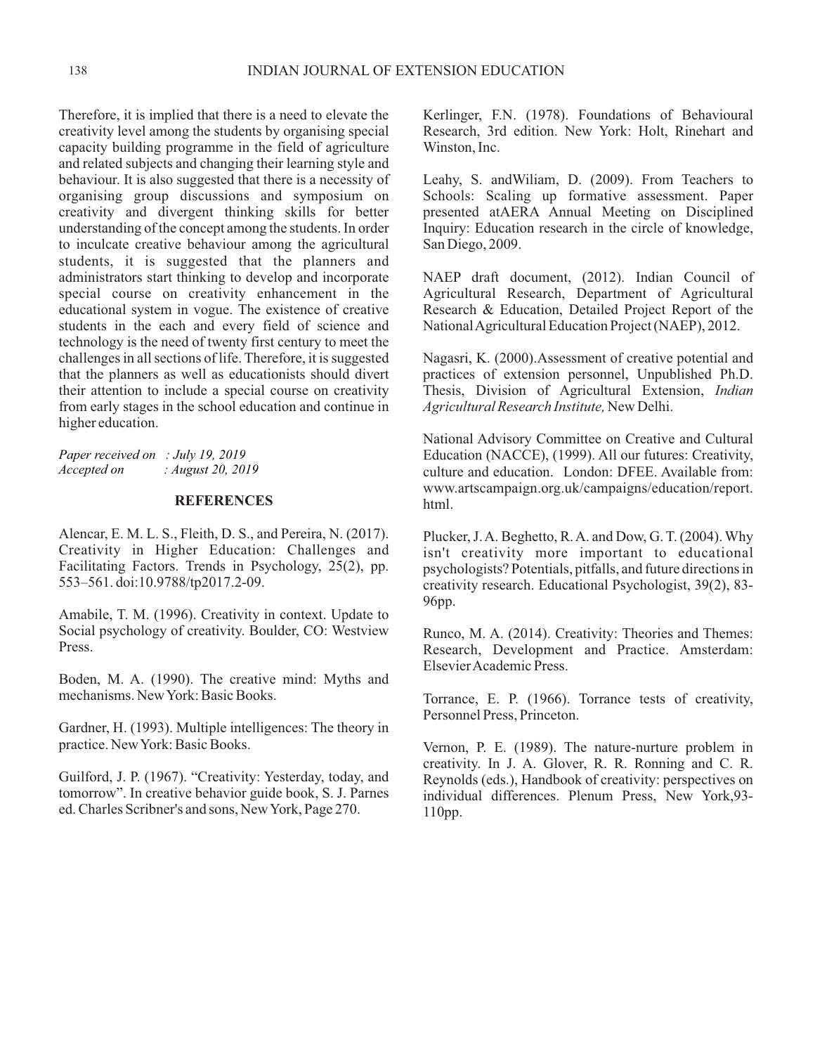Therefore, it is implied that there is a need to elevate the creativity level among the students by organising special capacity building programme in the field of agriculture and related subjects and changing their learning style and behaviour. It is also suggested that there is a necessity of organising group discussions and symposium on creativity and divergent thinking skills for better understanding of the concept among the students. In order to inculcate creative behaviour among the agricultural students, it is suggested that the planners and administrators start thinking to develop and incorporate special course on creativity enhancement in the educational system in vogue. The existence of creative students in the each and every field of science and technology is the need of twenty first century to meet the challenges in all sections of life. Therefore, it is suggested that the planners as well as educationists should divert their attention to include a special course on creativity from early stages in the school education and continue in higher education.

*Paper received on : July 19, 2019*
*Accepted on : August 20, 2019*

## REFERENCES

Alencar, E. M. L. S., Fleith, D. S., and Pereira, N. (2017). Creativity in Higher Education: Challenges and Facilitating Factors. Trends in Psychology, 25(2), pp. 553–561. doi:10.9788/tp2017.2-09.

Amabile, T. M. (1996). Creativity in context. Update to Social psychology of creativity. Boulder, CO: Westview Press.

Boden, M. A. (1990). The creative mind: Myths and mechanisms. New York: Basic Books.

Gardner, H. (1993). Multiple intelligences: The theory in practice. New York: Basic Books.

Guilford, J. P. (1967). "Creativity: Yesterday, today, and tomorrow". In creative behavior guide book, S. J. Parnes ed. Charles Scribner's and sons, New York, Page 270.

Kerlinger, F.N. (1978). Foundations of Behavioural Research, 3rd edition. New York: Holt, Rinehart and Winston, Inc.

Leahy, S. andWiliam, D. (2009). From Teachers to Schools: Scaling up formative assessment. Paper presented atAERA Annual Meeting on Disciplined Inquiry: Education research in the circle of knowledge, San Diego, 2009.

NAEP draft document, (2012). Indian Council of Agricultural Research, Department of Agricultural Research & Education, Detailed Project Report of the National Agricultural Education Project (NAEP), 2012.

Nagasri, K. (2000).Assessment of creative potential and practices of extension personnel, Unpublished Ph.D. Thesis, Division of Agricultural Extension, *Indian Agricultural Research Institute,* New Delhi.

National Advisory Committee on Creative and Cultural Education (NACCE), (1999). All our futures: Creativity, culture and education. London: DFEE. Available from: www.artscampaign.org.uk/campaigns/education/report.html.

Plucker, J. A. Beghetto, R. A. and Dow, G. T. (2004). Why isn't creativity more important to educational psychologists? Potentials, pitfalls, and future directions in creativity research. Educational Psychologist, 39(2), 83-96pp.

Runco, M. A. (2014). Creativity: Theories and Themes: Research, Development and Practice. Amsterdam: Elsevier Academic Press.

Torrance, E. P. (1966). Torrance tests of creativity, Personnel Press, Princeton.

Vernon, P. E. (1989). The nature-nurture problem in creativity. In J. A. Glover, R. R. Ronning and C. R. Reynolds (eds.), Handbook of creativity: perspectives on individual differences. Plenum Press, New York,93-110pp.